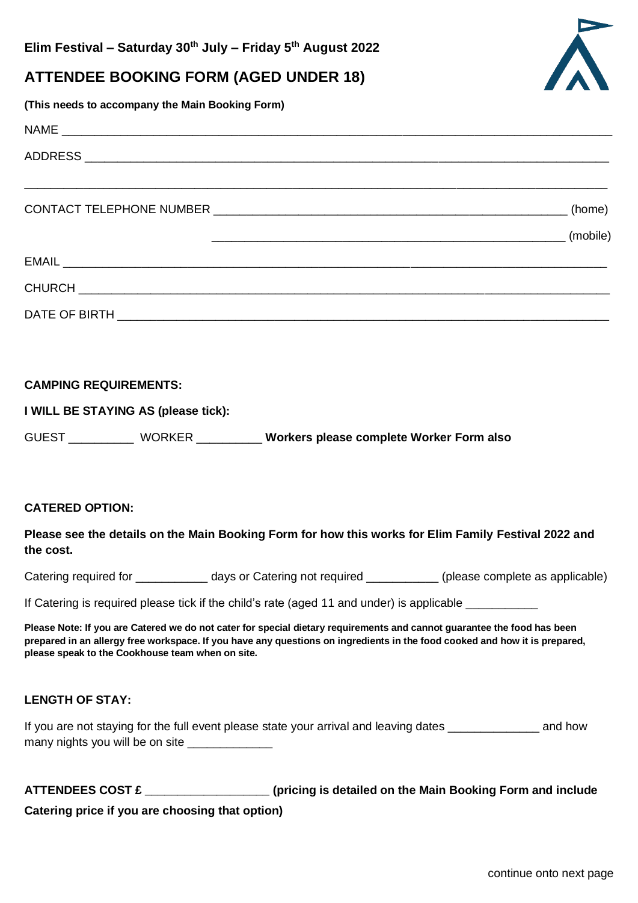**Elim Festival – Saturday 30th July – Friday 5th August 2022**

## ATTENDEE BOOKING FORM (AGED UNDER 18)

**(This needs to accompany the Main Booking Form)**

NAME ______________________________________________________________________________

ADDRESS ___________________________________________________________________________

_________________________________________________________________________________

CONTACT TELEPHONE NUMBER ___________________________________________________ (home)

___________________________________________________ (mobile)

EMAIL ______________________________________________________________________________

CHURCH ____________________________________________________________________________

DATE OF BIRTH ______________________________________________________________________

**CAMPING REQUIREMENTS:**

**I WILL BE STAYING AS (please tick):**

GUEST __________ WORKER __________ **Workers please complete Worker Form also**

**CATERED OPTION:**

**Please see the details on the Main Booking Form for how this works for Elim Family Festival 2022 and the cost.**

Catering required for ___________ days or Catering not required ___________ (please complete as applicable)

If Catering is required please tick if the child's rate (aged 11 and under) is applicable ___________

**Please Note: If you are Catered we do not cater for special dietary requirements and cannot guarantee the food has been prepared in an allergy free workspace. If you have any questions on ingredients in the food cooked and how it is prepared, please speak to the Cookhouse team when on site.**

**LENGTH OF STAY:**

If you are not staying for the full event please state your arrival and leaving dates ______________ and how many nights you will be on site _____________

**ATTENDEES COST £ ___________________ (pricing is detailed on the Main Booking Form and include Catering price if you are choosing that option)**

continue onto next page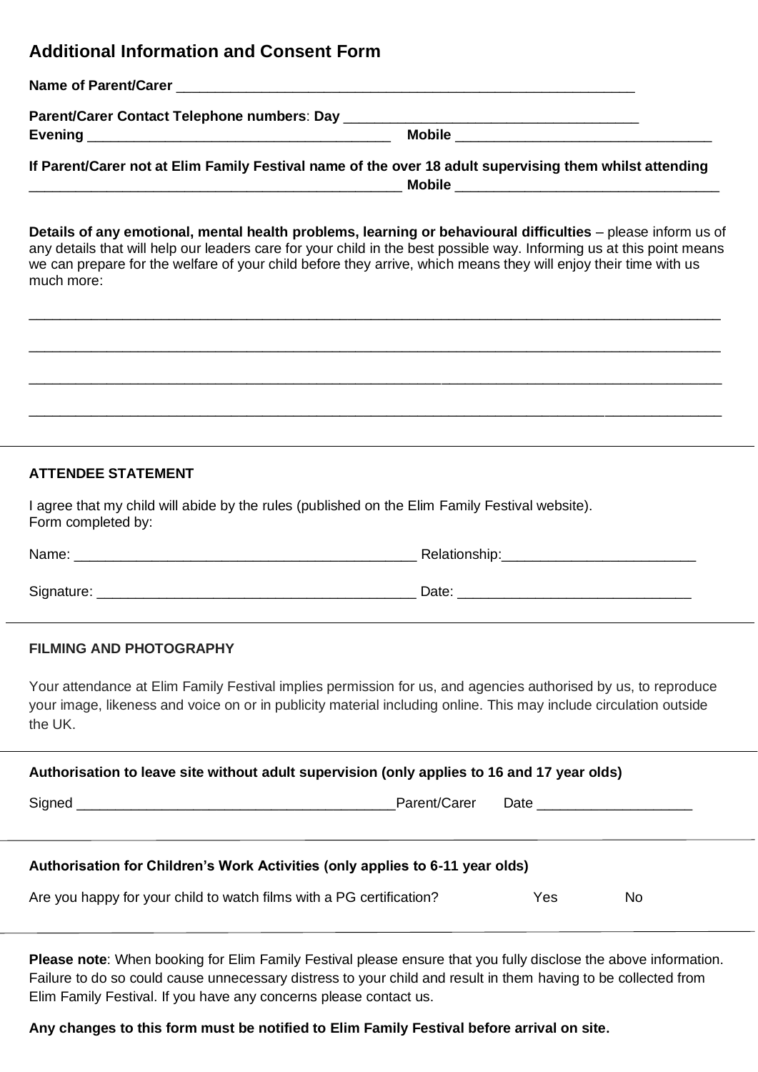## Additional Information and Consent Form

**Name of Parent/Carer** _______________________________________________________________

**Parent/Carer Contact Telephone numbers**: **Day** _______________________________________

**Evening** ________________________________________ **Mobile** _________________________________

**If Parent/Carer not at Elim Family Festival name of the over 18 adult supervising them whilst attending** _________________________________________________ **Mobile** __________________________________

**Details of any emotional, mental health problems, learning or behavioural difficulties** – please inform us of any details that will help our leaders care for your child in the best possible way. Informing us at this point means we can prepare for the welfare of your child before they arrive, which means they will enjoy their time with us much more:

_______________________________________________________________________________________________

_______________________________________________________________________________________________

_______________________________________________________________________________________________

_______________________________________________________________________________________________

---

**ATTENDEE STATEMENT**

I agree that my child will abide by the rules (published on the Elim Family Festival website).
Form completed by:

Name: ______________________________________________ Relationship:_________________________

Signature: _________________________________________ Date: ______________________________

---

**FILMING AND PHOTOGRAPHY**

Your attendance at Elim Family Festival implies permission for us, and agencies authorised by us, to reproduce your image, likeness and voice on or in publicity material including online. This may include circulation outside the UK.

---

**Authorisation to leave site without adult supervision (only applies to 16 and 17 year olds)**

Signed _________________________________________Parent/Carer Date ____________________

---

**Authorisation for Children's Work Activities (only applies to 6-11 year olds)**

Are you happy for your child to watch films with a PG certification? Yes No

---

**Please note**: When booking for Elim Family Festival please ensure that you fully disclose the above information. Failure to do so could cause unnecessary distress to your child and result in them having to be collected from Elim Family Festival. If you have any concerns please contact us.

**Any changes to this form must be notified to Elim Family Festival before arrival on site.**